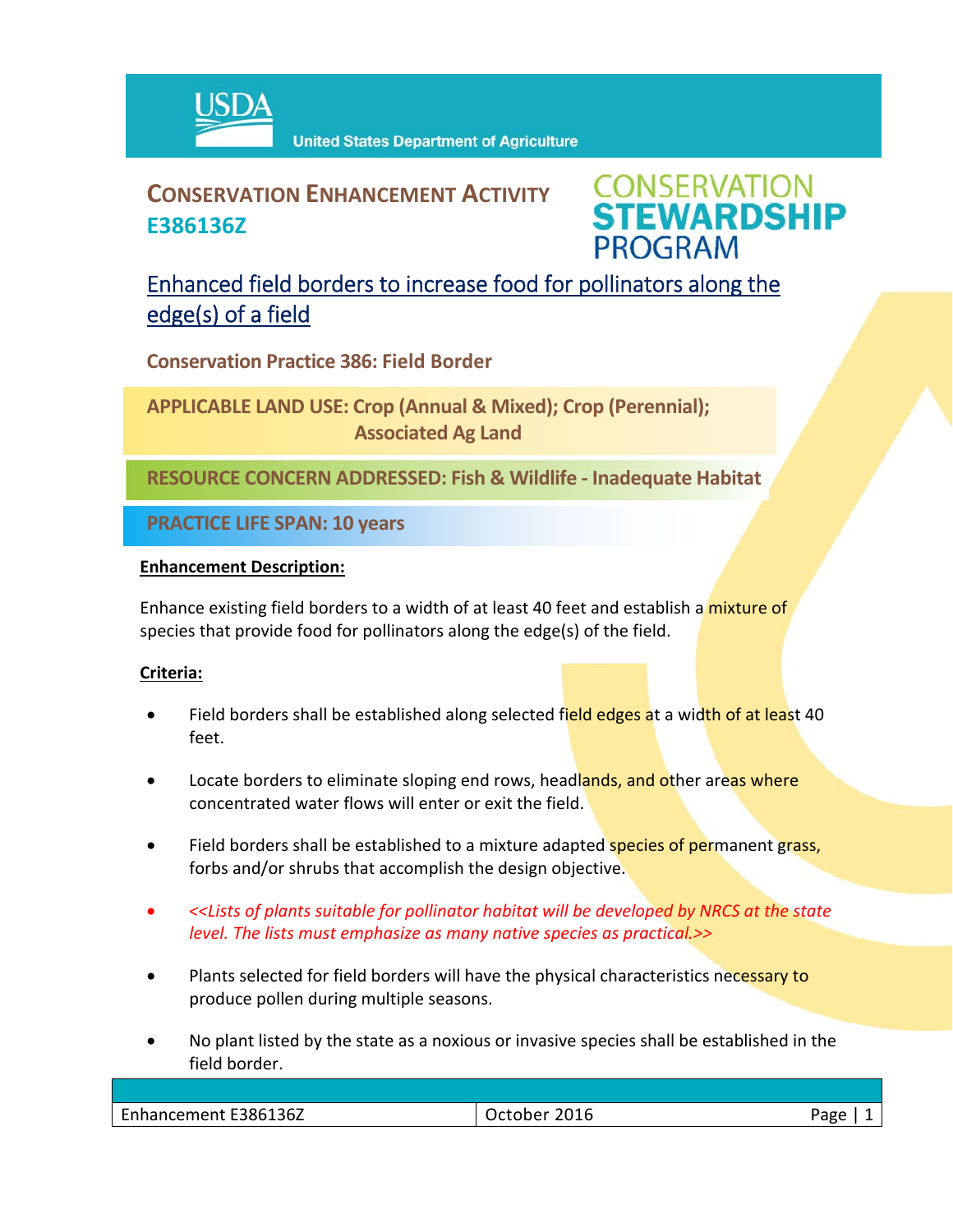USDA United States Department of Agriculture

# CONSERVATION ENHANCEMENT ACTIVITY E386136Z

CONSERVATION STEWARDSHIP PROGRAM

## Enhanced field borders to increase food for pollinators along the edge(s) of a field

**Conservation Practice 386: Field Border**

**APPLICABLE LAND USE: Crop (Annual & Mixed); Crop (Perennial); Associated Ag Land**

**RESOURCE CONCERN ADDRESSED: Fish & Wildlife - Inadequate Habitat**

**PRACTICE LIFE SPAN: 10 years**

**Enhancement Description:**

Enhance existing field borders to a width of at least 40 feet and establish a mixture of species that provide food for pollinators along the edge(s) of the field.

**Criteria:**

- Field borders shall be established along selected field edges at a width of at least 40 feet.
- Locate borders to eliminate sloping end rows, headlands, and other areas where concentrated water flows will enter or exit the field.
- Field borders shall be established to a mixture adapted species of permanent grass, forbs and/or shrubs that accomplish the design objective.
- *<<Lists of plants suitable for pollinator habitat will be developed by NRCS at the state level. The lists must emphasize as many native species as practical.>>*
- Plants selected for field borders will have the physical characteristics necessary to produce pollen during multiple seasons.
- No plant listed by the state as a noxious or invasive species shall be established in the field border.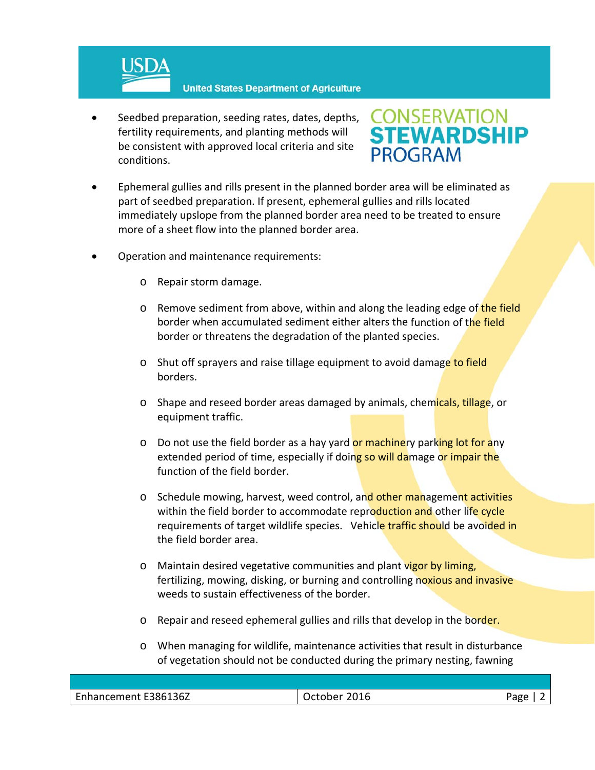- Seedbed preparation, seeding rates, dates, depths, fertility requirements, and planting methods will be consistent with approved local criteria and site conditions.

- Ephemeral gullies and rills present in the planned border area will be eliminated as part of seedbed preparation. If present, ephemeral gullies and rills located immediately upslope from the planned border area need to be treated to ensure more of a sheet flow into the planned border area.

- Operation and maintenance requirements:

  - Repair storm damage.

  - Remove sediment from above, within and along the leading edge of the field border when accumulated sediment either alters the function of the field border or threatens the degradation of the planted species.

  - Shut off sprayers and raise tillage equipment to avoid damage to field borders.

  - Shape and reseed border areas damaged by animals, chemicals, tillage, or equipment traffic.

  - Do not use the field border as a hay yard or machinery parking lot for any extended period of time, especially if doing so will damage or impair the function of the field border.

  - Schedule mowing, harvest, weed control, and other management activities within the field border to accommodate reproduction and other life cycle requirements of target wildlife species. Vehicle traffic should be avoided in the field border area.

  - Maintain desired vegetative communities and plant vigor by liming, fertilizing, mowing, disking, or burning and controlling noxious and invasive weeds to sustain effectiveness of the border.

  - Repair and reseed ephemeral gullies and rills that develop in the border.

  - When managing for wildlife, maintenance activities that result in disturbance of vegetation should not be conducted during the primary nesting, fawning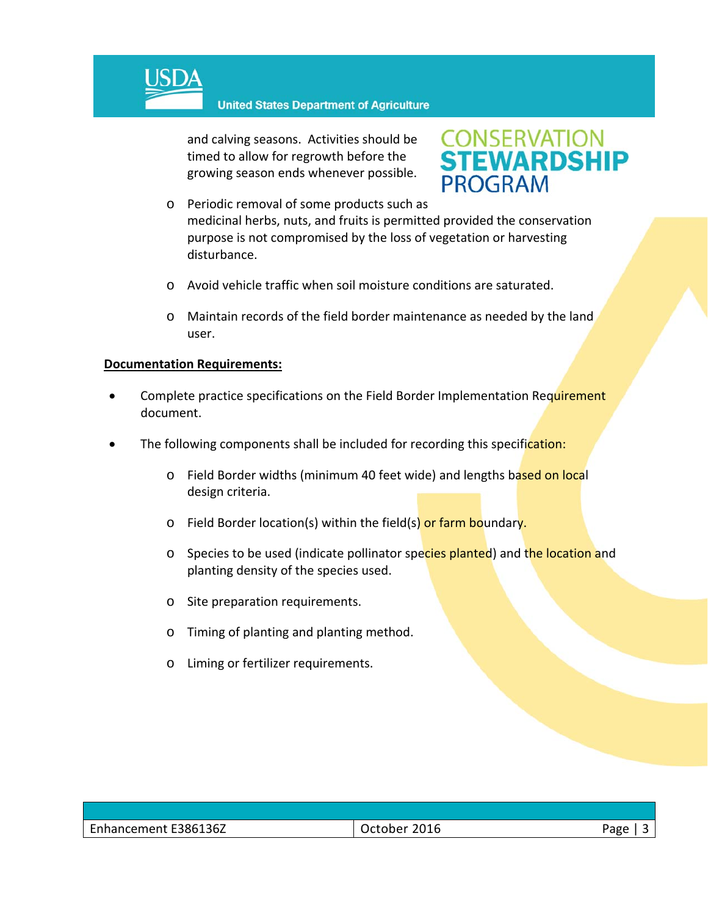and calving seasons. Activities should be timed to allow for regrowth before the growing season ends whenever possible.

- Periodic removal of some products such as medicinal herbs, nuts, and fruits is permitted provided the conservation purpose is not compromised by the loss of vegetation or harvesting disturbance.
- Avoid vehicle traffic when soil moisture conditions are saturated.
- Maintain records of the field border maintenance as needed by the land user.

**Documentation Requirements:**

- Complete practice specifications on the Field Border Implementation Requirement document.
- The following components shall be included for recording this specification:
    - Field Border widths (minimum 40 feet wide) and lengths based on local design criteria.
    - Field Border location(s) within the field(s) or farm boundary.
    - Species to be used (indicate pollinator species planted) and the location and planting density of the species used.
    - Site preparation requirements.
    - Timing of planting and planting method.
    - Liming or fertilizer requirements.